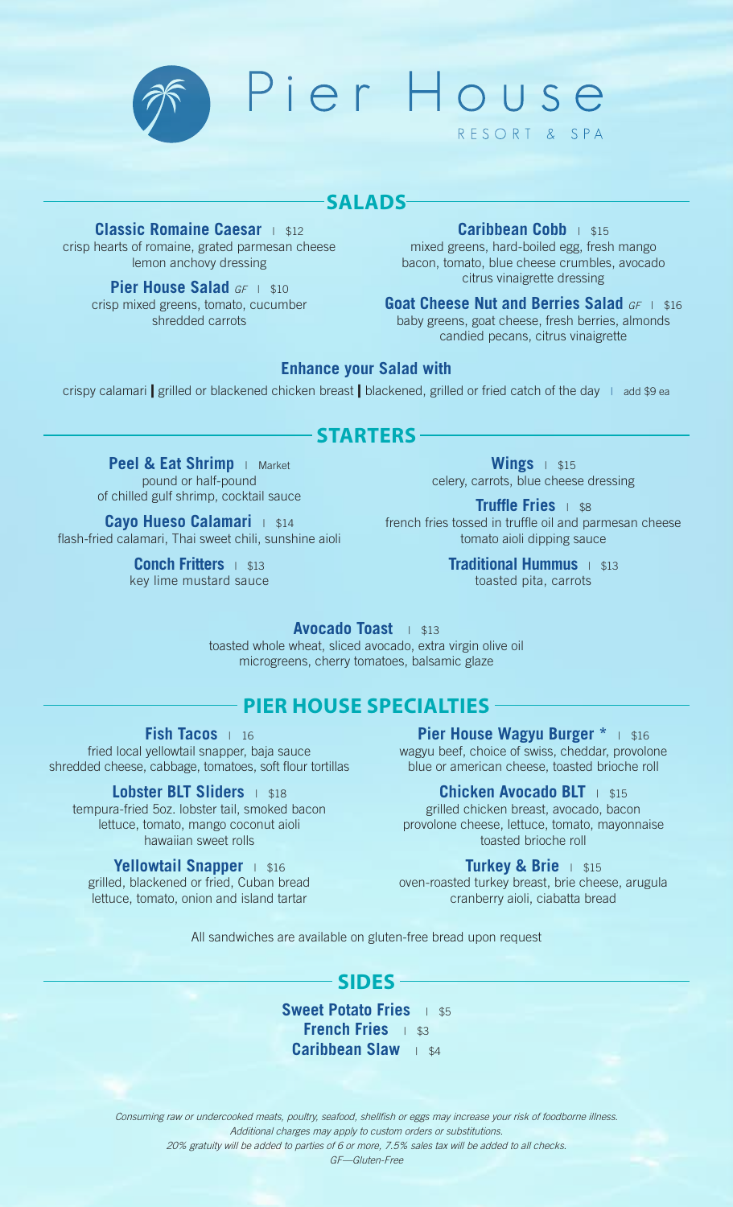# Pier House

RESORT & SPA

## SALADS

**Classic Romaine Caesar** | $12
crisp hearts of romaine, grated parmesan cheese
lemon anchovy dressing

**Pier House Salad** *GF* | $10
crisp mixed greens, tomato, cucumber
shredded carrots

**Caribbean Cobb** | $15
mixed greens, hard-boiled egg, fresh mango
bacon, tomato, blue cheese crumbles, avocado
citrus vinaigrette dressing

**Goat Cheese Nut and Berries Salad** *GF* | $16
baby greens, goat cheese, fresh berries, almonds
candied pecans, citrus vinaigrette

### Enhance your Salad with

crispy calamari | grilled or blackened chicken breast | blackened, grilled or fried catch of the day | add $9 ea

## STARTERS

**Peel & Eat Shrimp** | Market
pound or half-pound
of chilled gulf shrimp, cocktail sauce

**Cayo Hueso Calamari** | $14
flash-fried calamari, Thai sweet chili, sunshine aioli

**Conch Fritters** | $13
key lime mustard sauce

**Wings** | $15
celery, carrots, blue cheese dressing

**Truffle Fries** | $8
french fries tossed in truffle oil and parmesan cheese
tomato aioli dipping sauce

**Traditional Hummus** | $13
toasted pita, carrots

**Avocado Toast** | $13
toasted whole wheat, sliced avocado, extra virgin olive oil
microgreens, cherry tomatoes, balsamic glaze

## PIER HOUSE SPECIALTIES

**Fish Tacos** | 16
fried local yellowtail snapper, baja sauce
shredded cheese, cabbage, tomatoes, soft flour tortillas

**Lobster BLT Sliders** | $18
tempura-fried 5oz. lobster tail, smoked bacon
lettuce, tomato, mango coconut aioli
hawaiian sweet rolls

**Yellowtail Snapper** | $16
grilled, blackened or fried, Cuban bread
lettuce, tomato, onion and island tartar

**Pier House Wagyu Burger** * | $16
wagyu beef, choice of swiss, cheddar, provolone
blue or american cheese, toasted brioche roll

**Chicken Avocado BLT** | $15
grilled chicken breast, avocado, bacon
provolone cheese, lettuce, tomato, mayonnaise
toasted brioche roll

**Turkey & Brie** | $15
oven-roasted turkey breast, brie cheese, arugula
cranberry aioli, ciabatta bread

All sandwiches are available on gluten-free bread upon request

## SIDES

**Sweet Potato Fries** | $5
**French Fries** | $3
**Caribbean Slaw** | $4

*Consuming raw or undercooked meats, poultry, seafood, shellfish or eggs may increase your risk of foodborne illness.*
*Additional charges may apply to custom orders or substitutions.*
*20% gratuity will be added to parties of 6 or more, 7.5% sales tax will be added to all checks.*
*GF—Gluten-Free*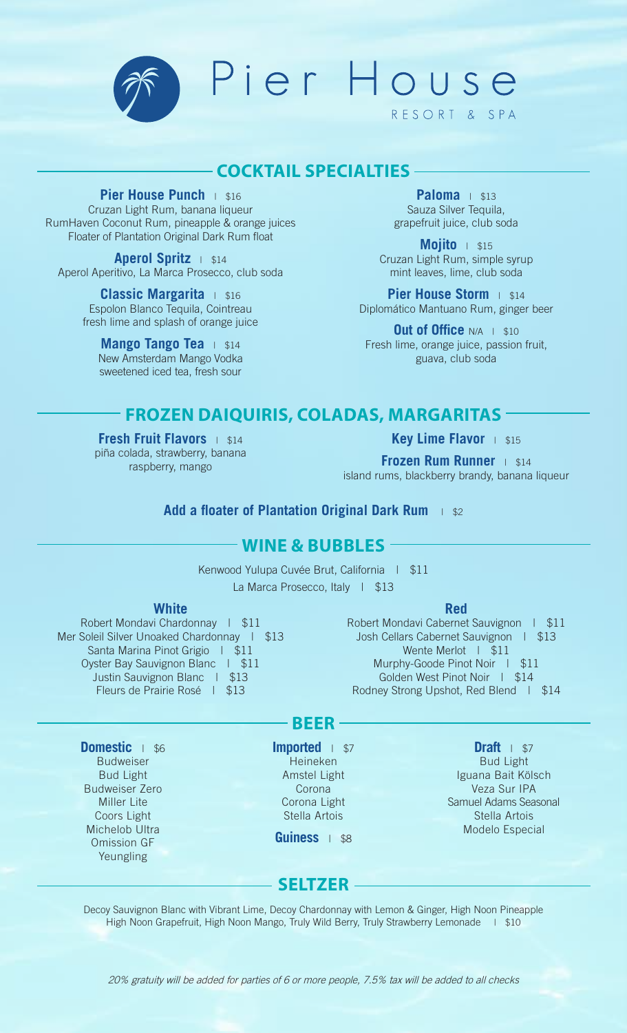# Pier House

RESORT & SPA

## COCKTAIL SPECIALTIES

**Pier House Punch** | $16
Cruzan Light Rum, banana liqueur
RumHaven Coconut Rum, pineapple & orange juices
Floater of Plantation Original Dark Rum float

**Aperol Spritz** | $14
Aperol Aperitivo, La Marca Prosecco, club soda

**Classic Margarita** | $16
Espolon Blanco Tequila, Cointreau
fresh lime and splash of orange juice

**Mango Tango Tea** | $14
New Amsterdam Mango Vodka
sweetened iced tea, fresh sour

**Paloma** | $13
Sauza Silver Tequila,
grapefruit juice, club soda

**Mojito** | $15
Cruzan Light Rum, simple syrup
mint leaves, lime, club soda

**Pier House Storm** | $14
Diplomático Mantuano Rum, ginger beer

**Out of Office** N/A | $10
Fresh lime, orange juice, passion fruit,
guava, club soda

## FROZEN DAIQUIRIS, COLADAS, MARGARITAS

**Fresh Fruit Flavors** | $14
piña colada, strawberry, banana
raspberry, mango

**Key Lime Flavor** | $15

**Frozen Rum Runner** | $14
island rums, blackberry brandy, banana liqueur

**Add a floater of Plantation Original Dark Rum** | $2

## WINE & BUBBLES

Kenwood Yulupa Cuvée Brut, California | $11
La Marca Prosecco, Italy | $13

### White

Robert Mondavi Chardonnay | $11
Mer Soleil Silver Unoaked Chardonnay | $13
Santa Marina Pinot Grigio | $11
Oyster Bay Sauvignon Blanc | $11
Justin Sauvignon Blanc | $13
Fleurs de Prairie Rosé | $13

### Red

Robert Mondavi Cabernet Sauvignon | $11
Josh Cellars Cabernet Sauvignon | $13
Wente Merlot | $11
Murphy-Goode Pinot Noir | $11
Golden West Pinot Noir | $14
Rodney Strong Upshot, Red Blend | $14

## BEER

**Domestic** | $6
Budweiser
Bud Light
Budweiser Zero
Miller Lite
Coors Light
Michelob Ultra
Omission GF
Yeungling

**Imported** | $7
Heineken
Amstel Light
Corona
Corona Light
Stella Artois

**Guiness** | $8

**Draft** | $7
Bud Light
Iguana Bait Kölsch
Veza Sur IPA
Samuel Adams Seasonal
Stella Artois
Modelo Especial

## SELTZER

Decoy Sauvignon Blanc with Vibrant Lime, Decoy Chardonnay with Lemon & Ginger, High Noon Pineapple
High Noon Grapefruit, High Noon Mango, Truly Wild Berry, Truly Strawberry Lemonade | $10

*20% gratuity will be added for parties of 6 or more people, 7.5% tax will be added to all checks*